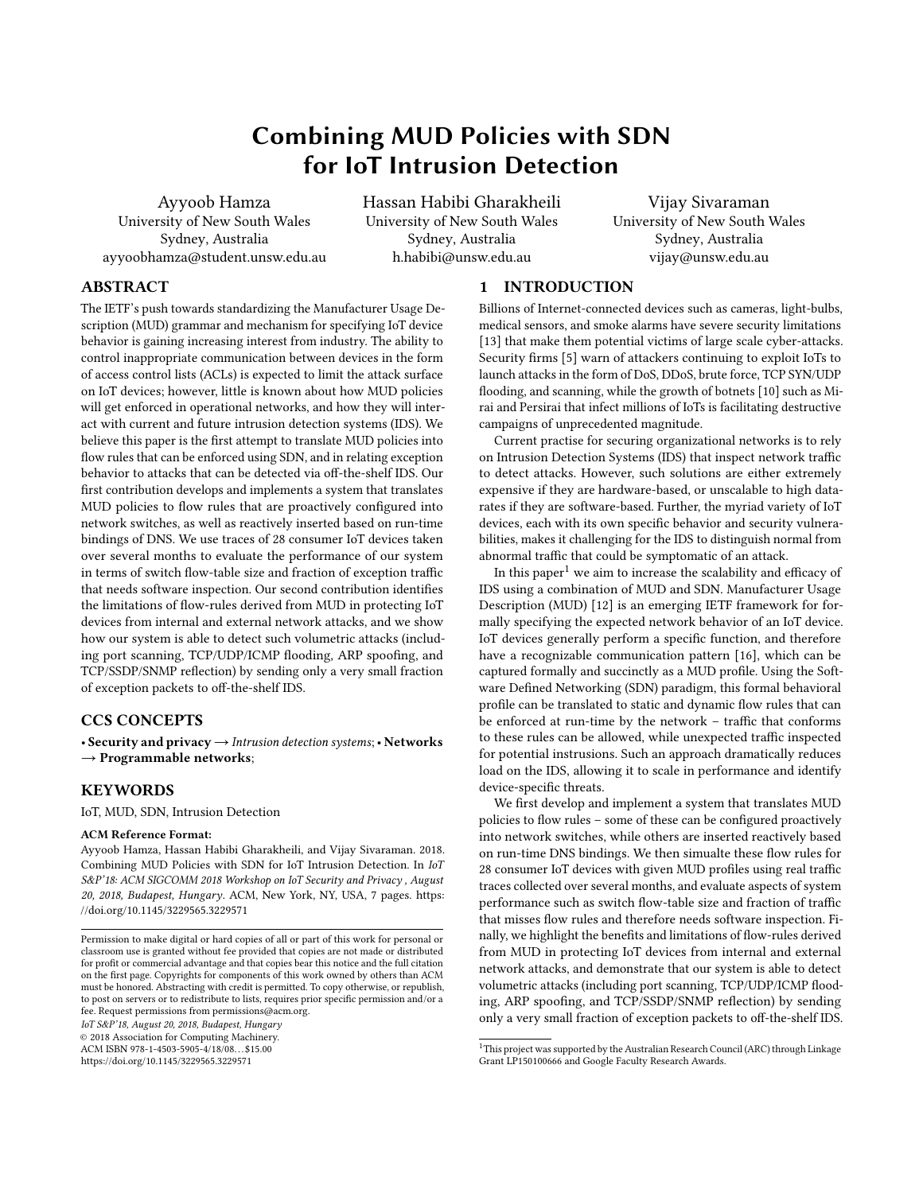# Combining MUD Policies with SDN for IoT Intrusion Detection

Ayyoob Hamza
University of New South Wales
Sydney, Australia
ayyoobhamza@student.unsw.edu.au

Hassan Habibi Gharakheili
University of New South Wales
Sydney, Australia
h.habibi@unsw.edu.au

Vijay Sivaraman
University of New South Wales
Sydney, Australia
vijay@unsw.edu.au

## ABSTRACT

The IETF's push towards standardizing the Manufacturer Usage Description (MUD) grammar and mechanism for specifying IoT device behavior is gaining increasing interest from industry. The ability to control inappropriate communication between devices in the form of access control lists (ACLs) is expected to limit the attack surface on IoT devices; however, little is known about how MUD policies will get enforced in operational networks, and how they will interact with current and future intrusion detection systems (IDS). We believe this paper is the first attempt to translate MUD policies into flow rules that can be enforced using SDN, and in relating exception behavior to attacks that can be detected via off-the-shelf IDS. Our first contribution develops and implements a system that translates MUD policies to flow rules that are proactively configured into network switches, as well as reactively inserted based on run-time bindings of DNS. We use traces of 28 consumer IoT devices taken over several months to evaluate the performance of our system in terms of switch flow-table size and fraction of exception traffic that needs software inspection. Our second contribution identifies the limitations of flow-rules derived from MUD in protecting IoT devices from internal and external network attacks, and we show how our system is able to detect such volumetric attacks (including port scanning, TCP/UDP/ICMP flooding, ARP spoofing, and TCP/SSDP/SNMP reflection) by sending only a very small fraction of exception packets to off-the-shelf IDS.

## CCS CONCEPTS

• **Security and privacy** → *Intrusion detection systems*; • **Networks** → **Programmable networks**;

## KEYWORDS

IoT, MUD, SDN, Intrusion Detection

**ACM Reference Format:**

Ayyoob Hamza, Hassan Habibi Gharakheili, and Vijay Sivaraman. 2018. Combining MUD Policies with SDN for IoT Intrusion Detection. In *IoT S&P'18: ACM SIGCOMM 2018 Workshop on IoT Security and Privacy , August 20, 2018, Budapest, Hungary.* ACM, New York, NY, USA, 7 pages. https://doi.org/10.1145/3229565.3229571

Permission to make digital or hard copies of all or part of this work for personal or classroom use is granted without fee provided that copies are not made or distributed for profit or commercial advantage and that copies bear this notice and the full citation on the first page. Copyrights for components of this work owned by others than ACM must be honored. Abstracting with credit is permitted. To copy otherwise, or republish, to post on servers or to redistribute to lists, requires prior specific permission and/or a fee. Request permissions from permissions@acm.org.
*IoT S&P'18, August 20, 2018, Budapest, Hungary*
© 2018 Association for Computing Machinery.
ACM ISBN 978-1-4503-5905-4/18/08...$15.00
https://doi.org/10.1145/3229565.3229571

## 1 INTRODUCTION

Billions of Internet-connected devices such as cameras, light-bulbs, medical sensors, and smoke alarms have severe security limitations [13] that make them potential victims of large scale cyber-attacks. Security firms [5] warn of attackers continuing to exploit IoTs to launch attacks in the form of DoS, DDoS, brute force, TCP SYN/UDP flooding, and scanning, while the growth of botnets [10] such as Mirai and Persirai that infect millions of IoTs is facilitating destructive campaigns of unprecedented magnitude.

Current practise for securing organizational networks is to rely on Intrusion Detection Systems (IDS) that inspect network traffic to detect attacks. However, such solutions are either extremely expensive if they are hardware-based, or unscalable to high data-rates if they are software-based. Further, the myriad variety of IoT devices, each with its own specific behavior and security vulnerabilities, makes it challenging for the IDS to distinguish normal from abnormal traffic that could be symptomatic of an attack.

In this paper[1] we aim to increase the scalability and efficacy of IDS using a combination of MUD and SDN. Manufacturer Usage Description (MUD) [12] is an emerging IETF framework for formally specifying the expected network behavior of an IoT device. IoT devices generally perform a specific function, and therefore have a recognizable communication pattern [16], which can be captured formally and succinctly as a MUD profile. Using the Software Defined Networking (SDN) paradigm, this formal behavioral profile can be translated to static and dynamic flow rules that can be enforced at run-time by the network – traffic that conforms to these rules can be allowed, while unexpected traffic inspected for potential instrusions. Such an approach dramatically reduces load on the IDS, allowing it to scale in performance and identify device-specific threats.

We first develop and implement a system that translates MUD policies to flow rules – some of these can be configured proactively into network switches, while others are inserted reactively based on run-time DNS bindings. We then simualte these flow rules for 28 consumer IoT devices with given MUD profiles using real traffic traces collected over several months, and evaluate aspects of system performance such as switch flow-table size and fraction of traffic that misses flow rules and therefore needs software inspection. Finally, we highlight the benefits and limitations of flow-rules derived from MUD in protecting IoT devices from internal and external network attacks, and demonstrate that our system is able to detect volumetric attacks (including port scanning, TCP/UDP/ICMP flooding, ARP spoofing, and TCP/SSDP/SNMP reflection) by sending only a very small fraction of exception packets to off-the-shelf IDS.

[1] This project was supported by the Australian Research Council (ARC) through Linkage Grant LP150100666 and Google Faculty Research Awards.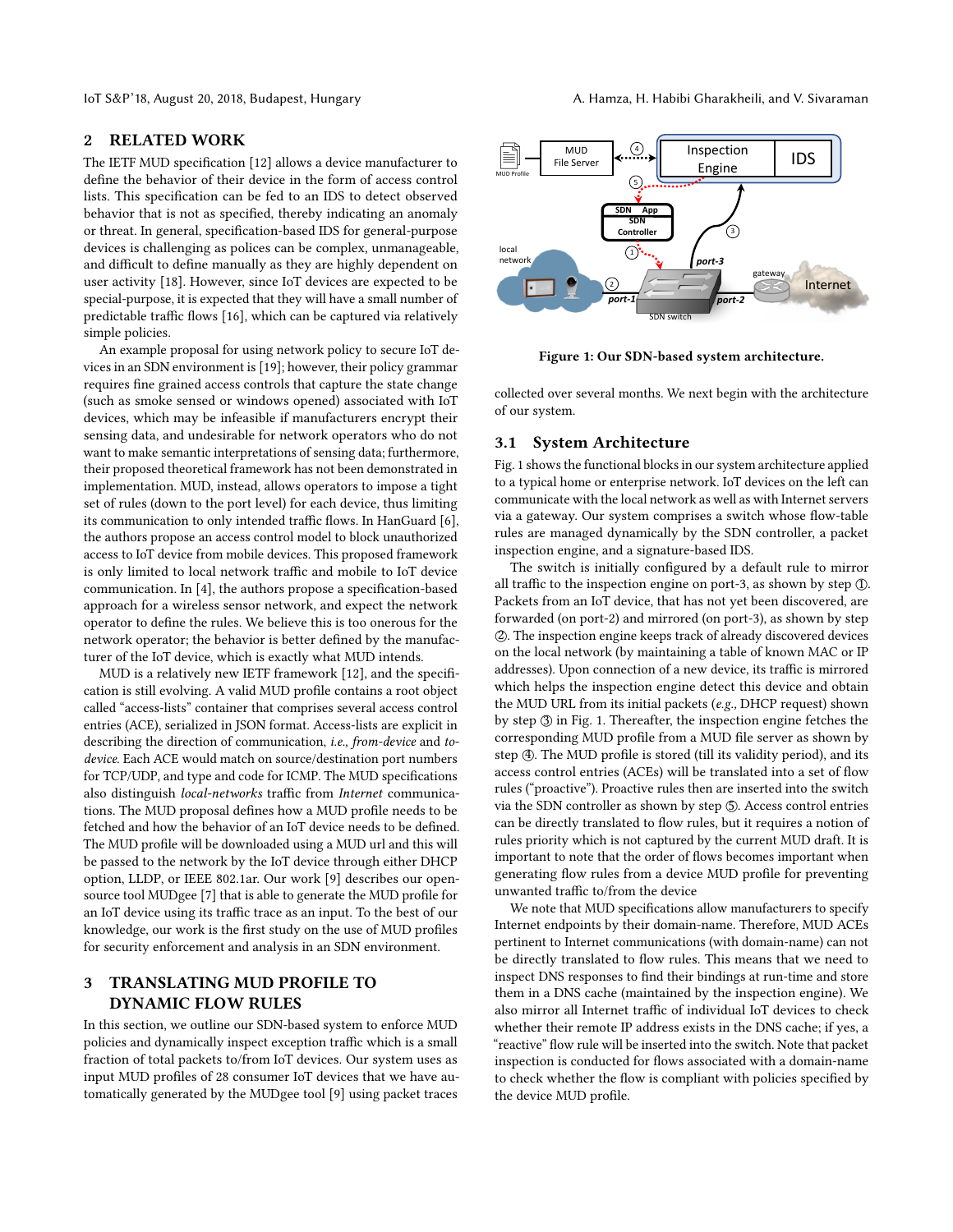## 2 RELATED WORK

The IETF MUD specification [12] allows a device manufacturer to define the behavior of their device in the form of access control lists. This specification can be fed to an IDS to detect observed behavior that is not as specified, thereby indicating an anomaly or threat. In general, specification-based IDS for general-purpose devices is challenging as polices can be complex, unmanageable, and difficult to define manually as they are highly dependent on user activity [18]. However, since IoT devices are expected to be special-purpose, it is expected that they will have a small number of predictable traffic flows [16], which can be captured via relatively simple policies.

An example proposal for using network policy to secure IoT devices in an SDN environment is [19]; however, their policy grammar requires fine grained access controls that capture the state change (such as smoke sensed or windows opened) associated with IoT devices, which may be infeasible if manufacturers encrypt their sensing data, and undesirable for network operators who do not want to make semantic interpretations of sensing data; furthermore, their proposed theoretical framework has not been demonstrated in implementation. MUD, instead, allows operators to impose a tight set of rules (down to the port level) for each device, thus limiting its communication to only intended traffic flows. In HanGuard [6], the authors propose an access control model to block unauthorized access to IoT device from mobile devices. This proposed framework is only limited to local network traffic and mobile to IoT device communication. In [4], the authors propose a specification-based approach for a wireless sensor network, and expect the network operator to define the rules. We believe this is too onerous for the network operator; the behavior is better defined by the manufacturer of the IoT device, which is exactly what MUD intends.

MUD is a relatively new IETF framework [12], and the specification is still evolving. A valid MUD profile contains a root object called "access-lists" container that comprises several access control entries (ACE), serialized in JSON format. Access-lists are explicit in describing the direction of communication, *i.e., from-device* and *to-device*. Each ACE would match on source/destination port numbers for TCP/UDP, and type and code for ICMP. The MUD specifications also distinguish *local-networks* traffic from *Internet* communications. The MUD proposal defines how a MUD profile needs to be fetched and how the behavior of an IoT device needs to be defined. The MUD profile will be downloaded using a MUD url and this will be passed to the network by the IoT device through either DHCP option, LLDP, or IEEE 802.1ar. Our work [9] describes our open-source tool MUDgee [7] that is able to generate the MUD profile for an IoT device using its traffic trace as an input. To the best of our knowledge, our work is the first study on the use of MUD profiles for security enforcement and analysis in an SDN environment.

## 3 TRANSLATING MUD PROFILE TO DYNAMIC FLOW RULES

In this section, we outline our SDN-based system to enforce MUD policies and dynamically inspect exception traffic which is a small fraction of total packets to/from IoT devices. Our system uses as input MUD profiles of 28 consumer IoT devices that we have automatically generated by the MUDgee tool [9] using packet traces collected over several months. We next begin with the architecture of our system.

MUD Profile
MUD File Server
Inspection Engine
IDS
SDN App
SDN Controller
local network
port-1
port-2
port-3
gateway
Internet
SDN switch
① ② ③ ④ ⑤

**Figure 1: Our SDN-based system architecture.**

### 3.1 System Architecture

Fig. 1 shows the functional blocks in our system architecture applied to a typical home or enterprise network. IoT devices on the left can communicate with the local network as well as with Internet servers via a gateway. Our system comprises a switch whose flow-table rules are managed dynamically by the SDN controller, a packet inspection engine, and a signature-based IDS.

The switch is initially configured by a default rule to mirror all traffic to the inspection engine on port-3, as shown by step ①. Packets from an IoT device, that has not yet been discovered, are forwarded (on port-2) and mirrored (on port-3), as shown by step ②. The inspection engine keeps track of already discovered devices on the local network (by maintaining a table of known MAC or IP addresses). Upon connection of a new device, its traffic is mirrored which helps the inspection engine detect this device and obtain the MUD URL from its initial packets (*e.g.,* DHCP request) shown by step ③ in Fig. 1. Thereafter, the inspection engine fetches the corresponding MUD profile from a MUD file server as shown by step ④. The MUD profile is stored (till its validity period), and its access control entries (ACEs) will be translated into a set of flow rules ("proactive"). Proactive rules then are inserted into the switch via the SDN controller as shown by step ⑤. Access control entries can be directly translated to flow rules, but it requires a notion of rules priority which is not captured by the current MUD draft. It is important to note that the order of flows becomes important when generating flow rules from a device MUD profile for preventing unwanted traffic to/from the device

We note that MUD specifications allow manufacturers to specify Internet endpoints by their domain-name. Therefore, MUD ACEs pertinent to Internet communications (with domain-name) can not be directly translated to flow rules. This means that we need to inspect DNS responses to find their bindings at run-time and store them in a DNS cache (maintained by the inspection engine). We also mirror all Internet traffic of individual IoT devices to check whether their remote IP address exists in the DNS cache; if yes, a "reactive" flow rule will be inserted into the switch. Note that packet inspection is conducted for flows associated with a domain-name to check whether the flow is compliant with policies specified by the device MUD profile.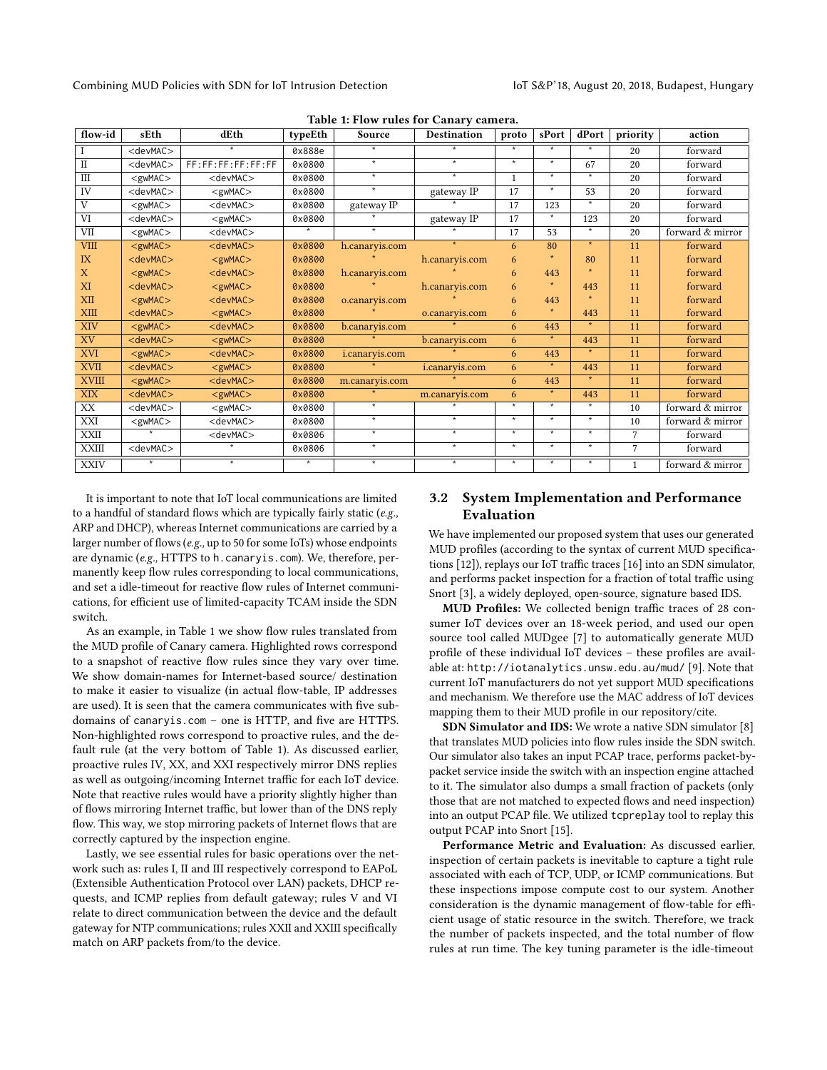**Table 1: Flow rules for Canary camera.**

| flow-id | sEth | dEth | typeEth | Source | Destination | proto | sPort | dPort | priority | action |
|---|---|---|---|---|---|---|---|---|---|---|
| I | <devMAC> | * | 0x888e | * | * | * | * | * | 20 | forward |
| II | <devMAC> | FF:FF:FF:FF:FF:FF | 0x0800 | * | * | * | * | 67 | 20 | forward |
| III | <gwMAC> | <devMAC> | 0x0800 | * | * | 1 | * | * | 20 | forward |
| IV | <devMAC> | <gwMAC> | 0x0800 | * | gateway IP | 17 | * | 53 | 20 | forward |
| V | <gwMAC> | <devMAC> | 0x0800 | gateway IP | * | 17 | 123 | * | 20 | forward |
| VI | <devMAC> | <gwMAC> | 0x0800 | * | gateway IP | 17 | * | 123 | 20 | forward |
| VII | <gwMAC> | <devMAC> | * | * | * | 17 | 53 | * | 20 | forward & mirror |
| VIII | <gwMAC> | <devMAC> | 0x0800 | h.canaryis.com | * | 6 | 80 | * | 11 | forward |
| IX | <devMAC> | <gwMAC> | 0x0800 | * | h.canaryis.com | 6 | * | 80 | 11 | forward |
| X | <gwMAC> | <devMAC> | 0x0800 | h.canaryis.com | * | 6 | 443 | * | 11 | forward |
| XI | <devMAC> | <gwMAC> | 0x0800 | * | h.canaryis.com | 6 | * | 443 | 11 | forward |
| XII | <gwMAC> | <devMAC> | 0x0800 | o.canaryis.com | * | 6 | 443 | * | 11 | forward |
| XIII | <devMAC> | <gwMAC> | 0x0800 | * | o.canaryis.com | 6 | * | 443 | 11 | forward |
| XIV | <gwMAC> | <devMAC> | 0x0800 | b.canaryis.com | * | 6 | 443 | * | 11 | forward |
| XV | <devMAC> | <gwMAC> | 0x0800 | * | b.canaryis.com | 6 | * | 443 | 11 | forward |
| XVI | <gwMAC> | <devMAC> | 0x0800 | i.canaryis.com | * | 6 | 443 | * | 11 | forward |
| XVII | <devMAC> | <gwMAC> | 0x0800 | * | i.canaryis.com | 6 | * | 443 | 11 | forward |
| XVIII | <gwMAC> | <devMAC> | 0x0800 | m.canaryis.com | * | 6 | 443 | * | 11 | forward |
| XIX | <devMAC> | <gwMAC> | 0x0800 | * | m.canaryis.com | 6 | * | 443 | 11 | forward |
| XX | <devMAC> | <gwMAC> | 0x0800 | * | * | * | * | * | 10 | forward & mirror |
| XXI | <gwMAC> | <devMAC> | 0x0800 | * | * | * | * | * | 10 | forward & mirror |
| XXII | * | <devMAC> | 0x0806 | * | * | * | * | * | 7 | forward |
| XXIII | <devMAC> | * | 0x0806 | * | * | * | * | * | 7 | forward |
| XXIV | * | * | * | * | * | * | * | * | 1 | forward & mirror |

It is important to note that IoT local communications are limited to a handful of standard flows which are typically fairly static (*e.g.,* ARP and DHCP), whereas Internet communications are carried by a larger number of flows (*e.g.,* up to 50 for some IoTs) whose endpoints are dynamic (*e.g.,* HTTPS to h.canaryis.com). We, therefore, permanently keep flow rules corresponding to local communications, and set a idle-timeout for reactive flow rules of Internet communications, for efficient use of limited-capacity TCAM inside the SDN switch.

As an example, in Table 1 we show flow rules translated from the MUD profile of Canary camera. Highlighted rows correspond to a snapshot of reactive flow rules since they vary over time. We show domain-names for Internet-based source/ destination to make it easier to visualize (in actual flow-table, IP addresses are used). It is seen that the camera communicates with five subdomains of canaryis.com – one is HTTP, and five are HTTPS. Non-highlighted rows correspond to proactive rules, and the default rule (at the very bottom of Table 1). As discussed earlier, proactive rules IV, XX, and XXI respectively mirror DNS replies as well as outgoing/incoming Internet traffic for each IoT device. Note that reactive rules would have a priority slightly higher than of flows mirroring Internet traffic, but lower than of the DNS reply flow. This way, we stop mirroring packets of Internet flows that are correctly captured by the inspection engine.

Lastly, we see essential rules for basic operations over the network such as: rules I, II and III respectively correspond to EAPoL (Extensible Authentication Protocol over LAN) packets, DHCP requests, and ICMP replies from default gateway; rules V and VI relate to direct communication between the device and the default gateway for NTP communications; rules XXII and XXIII specifically match on ARP packets from/to the device.

## 3.2 System Implementation and Performance Evaluation

We have implemented our proposed system that uses our generated MUD profiles (according to the syntax of current MUD specifications [12]), replays our IoT traffic traces [16] into an SDN simulator, and performs packet inspection for a fraction of total traffic using Snort [3], a widely deployed, open-source, signature based IDS.

**MUD Profiles:** We collected benign traffic traces of 28 consumer IoT devices over an 18-week period, and used our open source tool called MUDgee [7] to automatically generate MUD profile of these individual IoT devices – these profiles are available at: http://iotanalytics.unsw.edu.au/mud/ [9]. Note that current IoT manufacturers do not yet support MUD specifications and mechanism. We therefore use the MAC address of IoT devices mapping them to their MUD profile in our repository/cite.

**SDN Simulator and IDS:** We wrote a native SDN simulator [8] that translates MUD policies into flow rules inside the SDN switch. Our simulator also takes an input PCAP trace, performs packet-by-packet service inside the switch with an inspection engine attached to it. The simulator also dumps a small fraction of packets (only those that are not matched to expected flows and need inspection) into an output PCAP file. We utilized tcpreplay tool to replay this output PCAP into Snort [15].

**Performance Metric and Evaluation:** As discussed earlier, inspection of certain packets is inevitable to capture a tight rule associated with each of TCP, UDP, or ICMP communications. But these inspections impose compute cost to our system. Another consideration is the dynamic management of flow-table for efficient usage of static resource in the switch. Therefore, we track the number of packets inspected, and the total number of flow rules at run time. The key tuning parameter is the idle-timeout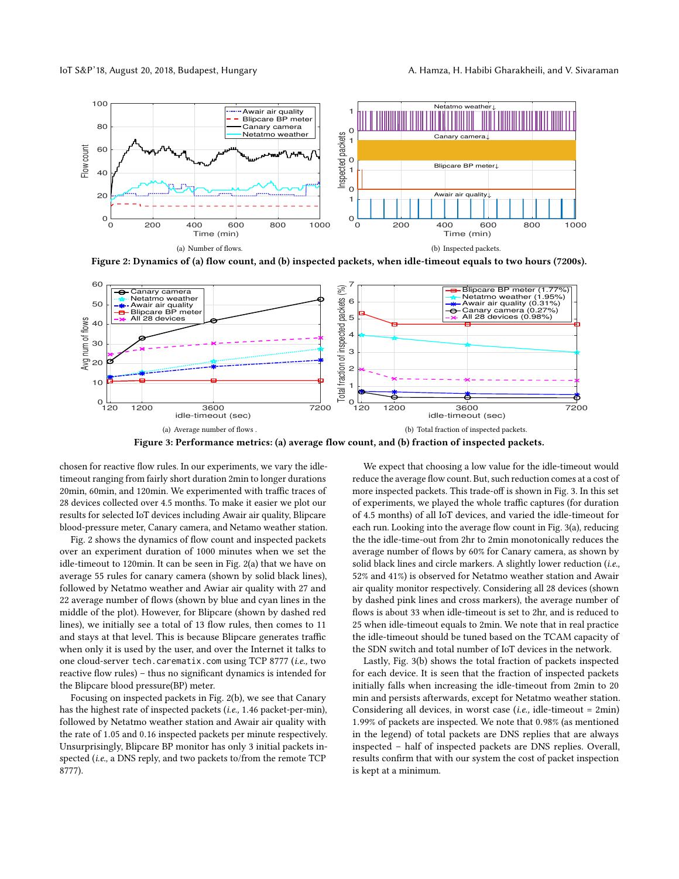(a) Number of flows.

(b) Inspected packets.

**Figure 2: Dynamics of (a) flow count, and (b) inspected packets, when idle-timeout equals to two hours (7200s).**

(a) Average number of flows .

(b) Total fraction of inspected packets.

**Figure 3: Performance metrics: (a) average flow count, and (b) fraction of inspected packets.**

chosen for reactive flow rules. In our experiments, we vary the idle-timeout ranging from fairly short duration 2min to longer durations 20min, 60min, and 120min. We experimented with traffic traces of 28 devices collected over 4.5 months. To make it easier we plot our results for selected IoT devices including Awair air quality, Blipcare blood-pressure meter, Canary camera, and Netamo weather station.

Fig. 2 shows the dynamics of flow count and inspected packets over an experiment duration of 1000 minutes when we set the idle-timeout to 120min. It can be seen in Fig. 2(a) that we have on average 55 rules for canary camera (shown by solid black lines), followed by Netatmo weather and Awiar air quality with 27 and 22 average number of flows (shown by blue and cyan lines in the middle of the plot). However, for Blipcare (shown by dashed red lines), we initially see a total of 13 flow rules, then comes to 11 and stays at that level. This is because Blipcare generates traffic when only it is used by the user, and over the Internet it talks to one cloud-server `tech.carematix.com` using TCP 8777 (*i.e.,* two reactive flow rules) – thus no significant dynamics is intended for the Blipcare blood pressure(BP) meter.

Focusing on inspected packets in Fig. 2(b), we see that Canary has the highest rate of inspected packets (*i.e.,* 1.46 packet-per-min), followed by Netatmo weather station and Awair air quality with the rate of 1.05 and 0.16 inspected packets per minute respectively. Unsurprisingly, Blipcare BP monitor has only 3 initial packets inspected (*i.e.,* a DNS reply, and two packets to/from the remote TCP 8777).

We expect that choosing a low value for the idle-timeout would reduce the average flow count. But, such reduction comes at a cost of more inspected packets. This trade-off is shown in Fig. 3. In this set of experiments, we played the whole traffic captures (for duration of 4.5 months) of all IoT devices, and varied the idle-timeout for each run. Looking into the average flow count in Fig. 3(a), reducing the the idle-time-out from 2hr to 2min monotonically reduces the average number of flows by 60% for Canary camera, as shown by solid black lines and circle markers. A slightly lower reduction (*i.e.,* 52% and 41%) is observed for Netatmo weather station and Awair air quality monitor respectively. Considering all 28 devices (shown by dashed pink lines and cross markers), the average number of flows is about 33 when idle-timeout is set to 2hr, and is reduced to 25 when idle-timeout equals to 2min. We note that in real practice the idle-timeout should be tuned based on the TCAM capacity of the SDN switch and total number of IoT devices in the network.

Lastly, Fig. 3(b) shows the total fraction of packets inspected for each device. It is seen that the fraction of inspected packets initially falls when increasing the idle-timeout from 2min to 20 min and persists afterwards, except for Netatmo weather station. Considering all devices, in worst case (*i.e.,* idle-timeout = 2min) 1.99% of packets are inspected. We note that 0.98% (as mentioned in the legend) of total packets are DNS replies that are always inspected – half of inspected packets are DNS replies. Overall, results confirm that with our system the cost of packet inspection is kept at a minimum.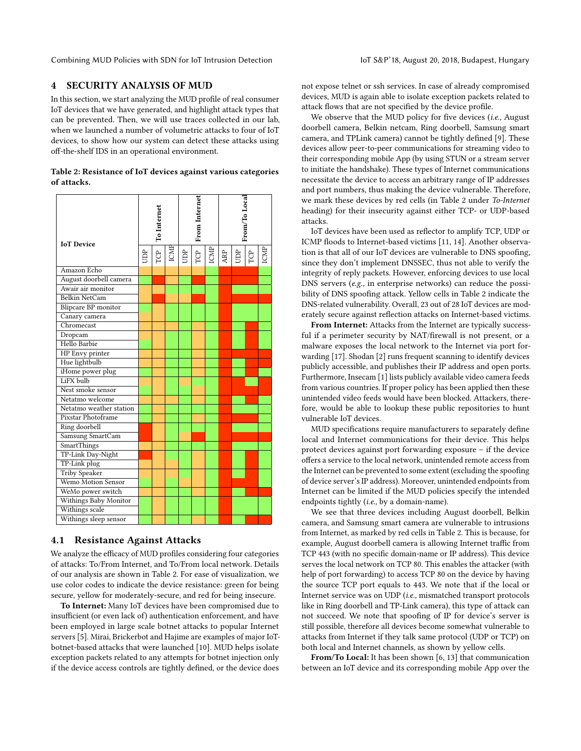## 4 SECURITY ANALYSIS OF MUD

In this section, we start analyzing the MUD profile of real consumer IoT devices that we have generated, and highlight attack types that can be prevented. Then, we will use traces collected in our lab, when we launched a number of volumetric attacks to four of IoT devices, to show how our system can detect these attacks using off-the-shelf IDS in an operational environment.

**Table 2: Resistance of IoT devices against various categories of attacks.**

| IoT Device | To Internet | | | From Internet | | | From/To Local | | | |
|---|---|---|---|---|---|---|---|---|---|---|
| | UDP | TCP | ICMP | UDP | TCP | ICMP | ARP | UDP | TCP | ICMP |
| Amazon Echo | Yellow | Yellow | Yellow | Green | Yellow | Green | Red | Red | Red | Green |
| August doorbell camera | Green | Red | Yellow | Green | Red | Green | Red | Red | Red | Green |
| Awair air monitor | Yellow | Yellow | Green | Green | Green | Green | Red | Green | Green | Green |
| Belkin NetCam | Yellow | Red | Yellow | Yellow | Red | Green | Red | Red | Red | Red |
| Blipcare BP monitor | Green | Yellow | Green | Green | Green | Green | Red | Green | Green | Green |
| Canary camera | Yellow | Yellow | Green | Green | Green | Green | Red | Green | Green | Green |
| Chromecast | Yellow | Yellow | Yellow | Green | Yellow | Green | Red | Green | Red | Green |
| Dropcam | Yellow | Yellow | Green | Green | Yellow | Green | Red | Green | Red | Green |
| Hello Barbie | Green | Yellow | Green | Green | Yellow | Green | Red | Green | Red | Green |
| HP Envy printer | Yellow | Yellow | Green | Green | Yellow | Green | Red | Red | Red | Red |
| Hue lightbulb | Yellow | Yellow | Green | Green | Yellow | Green | Red | Green | Red | Red |
| iHome power plug | Green | Yellow | Green | Green | Yellow | Green | Red | Green | Red | Green |
| LiFX bulb | Yellow | Yellow | Green | Yellow | Green | Green | Red | Red | Green | Red |
| Nest smoke sensor | Green | Yellow | Green | Green | Yellow | Green | Red | Red | Red | Red |
| Netatmo welcome | Yellow | Yellow | Yellow | Green | Yellow | Green | Red | Green | Red | Green |
| Netatmo weather station | Green | Yellow | Green | Green | Green | Green | Red | Green | Green | Green |
| Pixstar Photoframe | Green | Yellow | Green | Green | Yellow | Green | Red | Red | Red | Green |
| Ring doorbell | Red | Yellow | Green | Green | Green | Green | Red | Green | Green | Green |
| Samsung SmartCam | Red | Yellow | Green | Yellow | Red | Green | Red | Red | Red | Red |
| SmartThings | Yellow | Yellow | Green | Green | Green | Green | Red | Green | Green | Green |
| TP-Link Day-Night | Red | Yellow | Green | Green | Yellow | Green | Red | Green | Red | Green |
| TP-Link plug | Yellow | Yellow | Yellow | Green | Yellow | Green | Red | Green | Red | Green |
| Triby Speaker | Yellow | Yellow | Yellow | Green | Yellow | Green | Red | Green | Red | Green |
| Wemo Motion Sensor | Green | Yellow | Green | Yellow | Yellow | Green | Red | Red | Red | Green |
| WeMo power switch | Yellow | Yellow | Green | Green | Yellow | Green | Red | Green | Red | Red |
| Withings Baby Monitor | Green | Yellow | Green | Green | Yellow | Green | Red | Green | Green | Green |
| Withings scale | Green | Yellow | Green | Green | Yellow | Green | Red | Green | Green | Green |
| Withings sleep sensor | Green | Yellow | Green | Green | Yellow | Green | Red | Green | Red | Red |

### 4.1 Resistance Against Attacks

We analyze the efficacy of MUD profiles considering four categories of attacks: To/From Internet, and To/From local network. Details of our analysis are shown in Table 2. For ease of visualization, we use color codes to indicate the device resistance: green for being secure, yellow for moderately-secure, and red for being insecure.

**To Internet:** Many IoT devices have been compromised due to insufficient (or even lack of) authentication enforcement, and have been employed in large scale botnet attacks to popular Internet servers [5]. Mirai, Brickerbot and Hajime are examples of major IoT-botnet-based attacks that were launched [10]. MUD helps isolate exception packets related to any attempts for botnet injection only if the device access controls are tightly defined, or the device does not expose telnet or ssh services. In case of already compromised devices, MUD is again able to isolate exception packets related to attack flows that are not specified by the device profile.

We observe that the MUD policy for five devices (*i.e.,* August doorbell camera, Belkin netcam, Ring doorbell, Samsung smart camera, and TPLink camera) cannot be tightly defined [9]. These devices allow peer-to-peer communications for streaming video to their corresponding mobile App (by using STUN or a stream server to initiate the handshake). These types of Internet communications necessitate the device to access an arbitrary range of IP addresses and port numbers, thus making the device vulnerable. Therefore, we mark these devices by red cells (in Table 2 under *To-Internet* heading) for their insecurity against either TCP- or UDP-based attacks.

IoT devices have been used as reflector to amplify TCP, UDP or ICMP floods to Internet-based victims [11, 14]. Another observation is that all of our IoT devices are vulnerable to DNS spoofing, since they don't implement DNSSEC, thus not able to verify the integrity of reply packets. However, enforcing devices to use local DNS servers (*e.g.,* in enterprise networks) can reduce the possibility of DNS spoofing attack. Yellow cells in Table 2 indicate the DNS-related vulnerability. Overall, 23 out of 28 IoT devices are moderately secure against reflection attacks on Internet-based victims.

**From Internet:** Attacks from the Internet are typically successful if a perimeter security by NAT/firewall is not present, or a malware exposes the local network to the Internet via port forwarding [17]. Shodan [2] runs frequent scanning to identify devices publicly accessible, and publishes their IP address and open ports. Furthermore, Insecam [1] lists publicly available video camera feeds from various countries. If proper policy has been applied then these unintended video feeds would have been blocked. Attackers, therefore, would be able to lookup these public repositories to hunt vulnerable IoT devices.

MUD specifications require manufacturers to separately define local and Internet communications for their device. This helps protect devices against port forwarding exposure – if the device offers a service to the local network, unintended remote access from the Internet can be prevented to some extent (excluding the spoofing of device server's IP address). Moreover, unintended endpoints from Internet can be limited if the MUD policies specify the intended endpoints tightly (*i.e.,* by a domain-name).

We see that three devices including August doorbell, Belkin camera, and Samsung smart camera are vulnerable to intrusions from Internet, as marked by red cells in Table 2. This is because, for example, August doorbell camera is allowing Internet traffic from TCP 443 (with no specific domain-name or IP address). This device serves the local network on TCP 80. This enables the attacker (with help of port forwarding) to access TCP 80 on the device by having the source TCP port equals to 443. We note that if the local or Internet service was on UDP (*i.e.,* mismatched transport protocols like in Ring doorbell and TP-Link camera), this type of attack can not succeed. We note that spoofing of IP for device's server is still possible, therefore all devices become somewhat vulnerable to attacks from Internet if they talk same protocol (UDP or TCP) on both local and Internet channels, as shown by yellow cells.

**From/To Local:** It has been shown [6, 13] that communication between an IoT device and its corresponding mobile App over the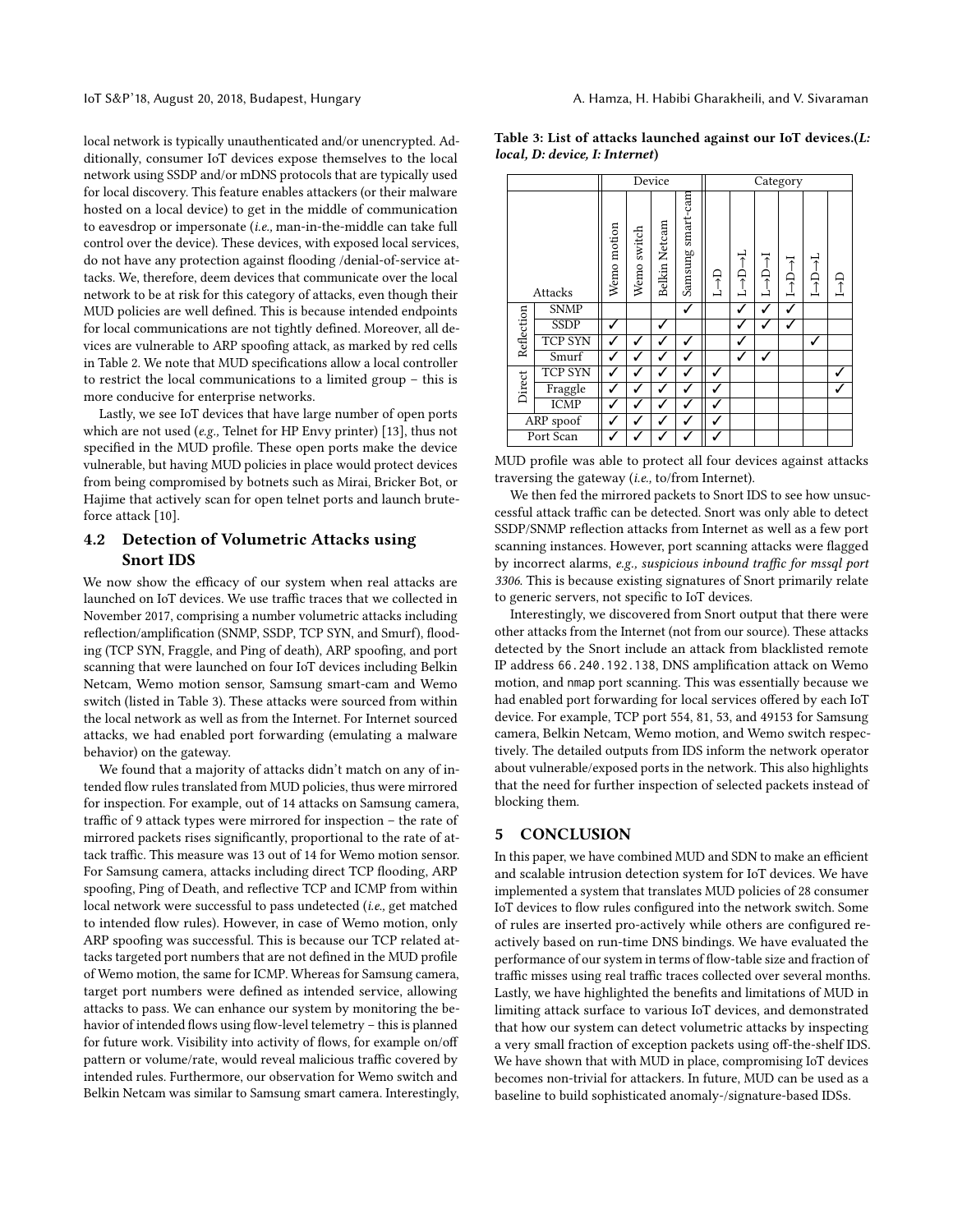local network is typically unauthenticated and/or unencrypted. Additionally, consumer IoT devices expose themselves to the local network using SSDP and/or mDNS protocols that are typically used for local discovery. This feature enables attackers (or their malware hosted on a local device) to get in the middle of communication to eavesdrop or impersonate (*i.e.,* man-in-the-middle can take full control over the device). These devices, with exposed local services, do not have any protection against flooding /denial-of-service attacks. We, therefore, deem devices that communicate over the local network to be at risk for this category of attacks, even though their MUD policies are well defined. This is because intended endpoints for local communications are not tightly defined. Moreover, all devices are vulnerable to ARP spoofing attack, as marked by red cells in Table 2. We note that MUD specifications allow a local controller to restrict the local communications to a limited group – this is more conducive for enterprise networks.

Lastly, we see IoT devices that have large number of open ports which are not used (*e.g.,* Telnet for HP Envy printer) [13], thus not specified in the MUD profile. These open ports make the device vulnerable, but having MUD policies in place would protect devices from being compromised by botnets such as Mirai, Bricker Bot, or Hajime that actively scan for open telnet ports and launch brute-force attack [10].

## 4.2 Detection of Volumetric Attacks using Snort IDS

We now show the efficacy of our system when real attacks are launched on IoT devices. We use traffic traces that we collected in November 2017, comprising a number volumetric attacks including reflection/amplification (SNMP, SSDP, TCP SYN, and Smurf), flooding (TCP SYN, Fraggle, and Ping of death), ARP spoofing, and port scanning that were launched on four IoT devices including Belkin Netcam, Wemo motion sensor, Samsung smart-cam and Wemo switch (listed in Table 3). These attacks were sourced from within the local network as well as from the Internet. For Internet sourced attacks, we had enabled port forwarding (emulating a malware behavior) on the gateway.

We found that a majority of attacks didn't match on any of intended flow rules translated from MUD policies, thus were mirrored for inspection. For example, out of 14 attacks on Samsung camera, traffic of 9 attack types were mirrored for inspection – the rate of mirrored packets rises significantly, proportional to the rate of attack traffic. This measure was 13 out of 14 for Wemo motion sensor. For Samsung camera, attacks including direct TCP flooding, ARP spoofing, Ping of Death, and reflective TCP and ICMP from within local network were successful to pass undetected (*i.e.,* get matched to intended flow rules). However, in case of Wemo motion, only ARP spoofing was successful. This is because our TCP related attacks targeted port numbers that are not defined in the MUD profile of Wemo motion, the same for ICMP. Whereas for Samsung camera, target port numbers were defined as intended service, allowing attacks to pass. We can enhance our system by monitoring the behavior of intended flows using flow-level telemetry – this is planned for future work. Visibility into activity of flows, for example on/off pattern or volume/rate, would reveal malicious traffic covered by intended rules. Furthermore, our observation for Wemo switch and Belkin Netcam was similar to Samsung smart camera. Interestingly,

**Table 3: List of attacks launched against our IoT devices.(*L: local, D: device, I: Internet*)**

| Attacks | | Device | | | | Category | | | | | |
|---|---|---|---|---|---|---|---|---|---|---|---|
| | | Wemo motion | Wemo switch | Belkin Netcam | Samsung smart-cam | L→D | L→D→L | L→D→I | I→D→I | I→D→L | I→D |
| Reflection | SNMP | | | | ✓ | | ✓ | ✓ | ✓ | | |
| | SSDP | ✓ | | ✓ | | | ✓ | ✓ | ✓ | | |
| | TCP SYN | ✓ | ✓ | ✓ | ✓ | | ✓ | | | ✓ | |
| | Smurf | ✓ | ✓ | ✓ | ✓ | | ✓ | ✓ | | | |
| Direct | TCP SYN | ✓ | ✓ | ✓ | ✓ | ✓ | | | | | ✓ |
| | Fraggle | ✓ | ✓ | ✓ | ✓ | ✓ | | | | | ✓ |
| | ICMP | ✓ | ✓ | ✓ | ✓ | ✓ | | | | | |
| ARP spoof | | ✓ | ✓ | ✓ | ✓ | ✓ | | | | | |
| Port Scan | | ✓ | ✓ | ✓ | ✓ | ✓ | | | | | |

MUD profile was able to protect all four devices against attacks traversing the gateway (*i.e.,* to/from Internet).

We then fed the mirrored packets to Snort IDS to see how unsuccessful attack traffic can be detected. Snort was only able to detect SSDP/SNMP reflection attacks from Internet as well as a few port scanning instances. However, port scanning attacks were flagged by incorrect alarms, *e.g., suspicious inbound traffic for mssql port 3306*. This is because existing signatures of Snort primarily relate to generic servers, not specific to IoT devices.

Interestingly, we discovered from Snort output that there were other attacks from the Internet (not from our source). These attacks detected by the Snort include an attack from blacklisted remote IP address `66.240.192.138`, DNS amplification attack on Wemo motion, and `nmap` port scanning. This was essentially because we had enabled port forwarding for local services offered by each IoT device. For example, TCP port 554, 81, 53, and 49153 for Samsung camera, Belkin Netcam, Wemo motion, and Wemo switch respectively. The detailed outputs from IDS inform the network operator about vulnerable/exposed ports in the network. This also highlights that the need for further inspection of selected packets instead of blocking them.

## 5 CONCLUSION

In this paper, we have combined MUD and SDN to make an efficient and scalable intrusion detection system for IoT devices. We have implemented a system that translates MUD policies of 28 consumer IoT devices to flow rules configured into the network switch. Some of rules are inserted pro-actively while others are configured reactively based on run-time DNS bindings. We have evaluated the performance of our system in terms of flow-table size and fraction of traffic misses using real traffic traces collected over several months. Lastly, we have highlighted the benefits and limitations of MUD in limiting attack surface to various IoT devices, and demonstrated that how our system can detect volumetric attacks by inspecting a very small fraction of exception packets using off-the-shelf IDS. We have shown that with MUD in place, compromising IoT devices becomes non-trivial for attackers. In future, MUD can be used as a baseline to build sophisticated anomaly-/signature-based IDSs.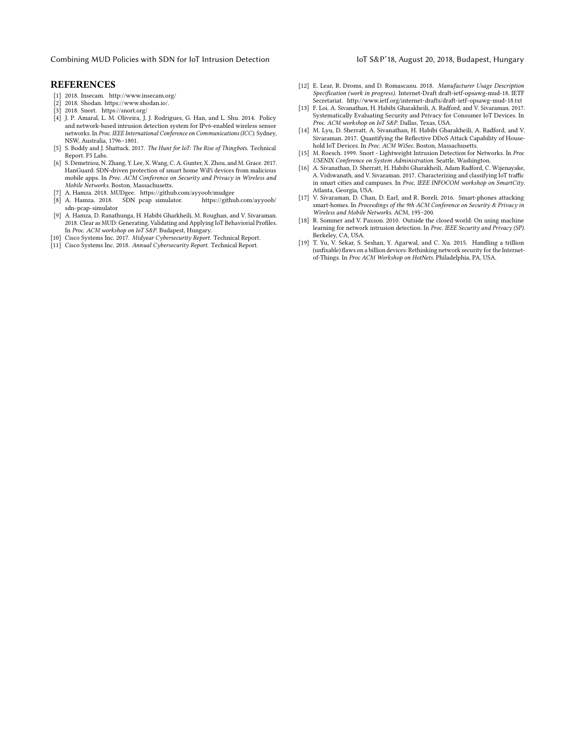## REFERENCES

- [1] 2018. Insecam. http://www.insecam.org/
- [2] 2018. Shodan. https://www.shodan.io/.
- [3] 2018. Snort. https://snort.org/
- [4] J. P. Amaral, L. M. Oliveira, J. J. Rodrigues, G. Han, and L. Shu. 2014. Policy and network-based intrusion detection system for IPv6-enabled wireless sensor networks. In *Proc. IEEE International Conference on Communications (ICC)*. Sydney, NSW, Australia, 1796–1801.
- [5] S. Boddy and J. Shattuck. 2017. *The Hunt for IoT: The Rise of Thingbots.* Technical Report. F5 Labs.
- [6] S. Demetriou, N. Zhang, Y. Lee, X. Wang, C. A. Gunter, X. Zhou, and M. Grace. 2017. HanGuard: SDN-driven protection of smart home WiFi devices from malicious mobile apps. In *Proc. ACM Conference on Security and Privacy in Wireless and Mobile Networks*. Boston, Massachusetts.
- [7] A. Hamza. 2018. MUDgee. https://github.com/ayyoob/mudgee
- [8] A. Hamza. 2018. SDN pcap simulator. https://github.com/ayyoob/sdn-pcap-simulator
- [9] A. Hamza, D. Ranathunga, H. Habibi Gharkheili, M. Roughan, and V. Sivaraman. 2018. Clear as MUD: Generating, Validating and Applying IoT Behaviorial Profiles. In *Proc. ACM workshop on IoT S&P*. Budapest, Hungary.
- [10] Cisco Systems Inc. 2017. *Midyear Cybersecurity Report.* Technical Report.
- [11] Cisco Systems Inc. 2018. *Annual Cybersecurity Report.* Technical Report.
- [12] E. Lear, R. Droms, and D. Romascanu. 2018. *Manufacturer Usage Description Specification (work in progress).* Internet-Draft draft-ietf-opsawg-mud-18. IETF Secretariat. http://www.ietf.org/internet-drafts/draft-ietf-opsawg-mud-18.txt
- [13] F. Loi, A. Sivanathan, H. Habibi Gharakheili, A. Radford, and V. Sivaraman. 2017. Systematically Evaluating Security and Privacy for Consumer IoT Devices. In *Proc. ACM workshop on IoT S&P*. Dallas, Texas, USA.
- [14] M. Lyu, D. Sherratt, A. Sivanathan, H. Habibi Gharakheili, A. Radford, and V. Sivaraman. 2017. Quantifying the Reflective DDoS Attack Capability of Household IoT Devices. In *Proc. ACM WiSec*. Boston, Massachusetts.
- [15] M. Roesch. 1999. Snort - Lightweight Intrusion Detection for Networks. In *Proc USENIX Conference on System Administration*. Seattle, Washington.
- [16] A. Sivanathan, D. Sherratt, H. Habibi Gharakheili, Adam Radford, C. Wijenayake, A. Vishwanath, and V. Sivaraman. 2017. Characterizing and classifying IoT traffic in smart cities and campuses. In *Proc. IEEE INFOCOM workshop on SmartCity*. Atlanta, Georgia, USA.
- [17] V. Sivaraman, D. Chan, D. Earl, and R. Boreli. 2016. Smart-phones attacking smart-homes. In *Proceedings of the 9th ACM Conference on Security & Privacy in Wireless and Mobile Networks*. ACM, 195–200.
- [18] R. Sommer and V. Paxson. 2010. Outside the closed world: On using machine learning for network intrusion detection. In *Proc. IEEE Security and Privacy (SP)*. Berkeley, CA, USA.
- [19] T. Yu, V. Sekar, S. Seshan, Y. Agarwal, and C. Xu. 2015. Handling a trillion (unfixable) flaws on a billion devices: Rethinking network security for the Internet-of-Things. In *Proc ACM Workshop on HotNets*. Philadelphia, PA, USA.